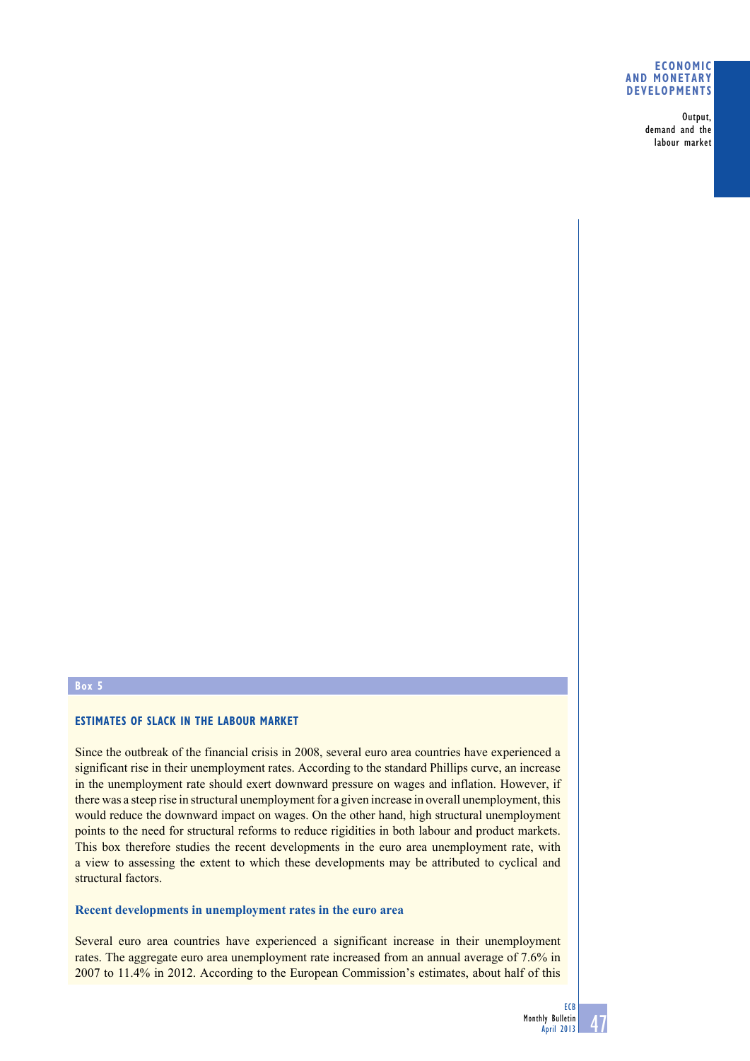## Box 5

### ESTIMATES OF SLACK IN THE LABOUR MARKET

Since the outbreak of the financial crisis in 2008, several euro area countries have experienced a significant rise in their unemployment rates. According to the standard Phillips curve, an increase in the unemployment rate should exert downward pressure on wages and inflation. However, if there was a steep rise in structural unemployment for a given increase in overall unemployment, this would reduce the downward impact on wages. On the other hand, high structural unemployment points to the need for structural reforms to reduce rigidities in both labour and product markets. This box therefore studies the recent developments in the euro area unemployment rate, with a view to assessing the extent to which these developments may be attributed to cyclical and structural factors.

#### Recent developments in unemployment rates in the euro area

Several euro area countries have experienced a significant increase in their unemployment rates. The aggregate euro area unemployment rate increased from an annual average of 7.6% in 2007 to 11.4% in 2012. According to the European Commission's estimates, about half of this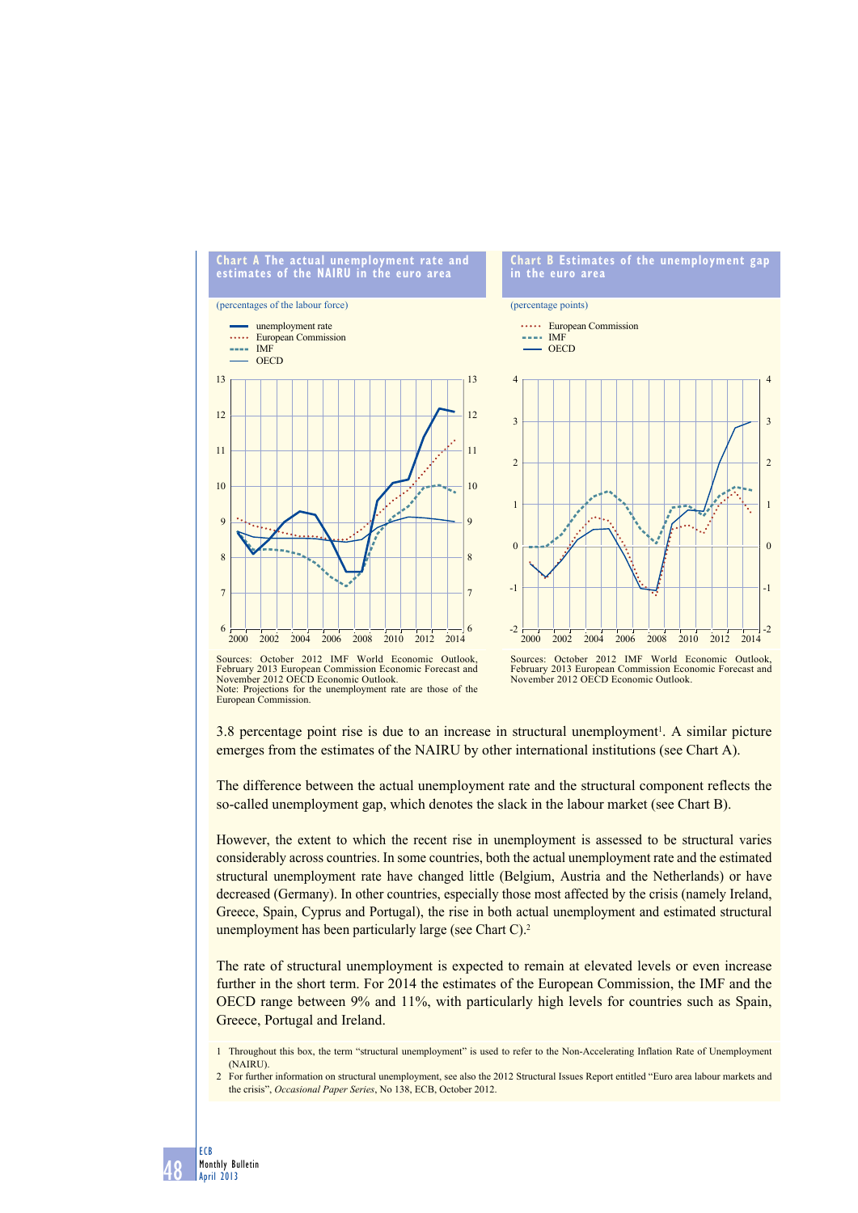**Chart A The actual unemployment rate and estimates of the NAIRU in the euro area**

(percentages of the labour force)

Sources: October 2012 IMF World Economic Outlook, February 2013 European Commission Economic Forecast and November 2012 OECD Economic Outlook.
Note: Projections for the unemployment rate are those of the European Commission.

**Chart B Estimates of the unemployment gap in the euro area**

(percentage points)

Sources: October 2012 IMF World Economic Outlook, February 2013 European Commission Economic Forecast and November 2012 OECD Economic Outlook.

3.8 percentage point rise is due to an increase in structural unemployment[1]. A similar picture emerges from the estimates of the NAIRU by other international institutions (see Chart A).

The difference between the actual unemployment rate and the structural component reflects the so-called unemployment gap, which denotes the slack in the labour market (see Chart B).

However, the extent to which the recent rise in unemployment is assessed to be structural varies considerably across countries. In some countries, both the actual unemployment rate and the estimated structural unemployment rate have changed little (Belgium, Austria and the Netherlands) or have decreased (Germany). In other countries, especially those most affected by the crisis (namely Ireland, Greece, Spain, Cyprus and Portugal), the rise in both actual unemployment and estimated structural unemployment has been particularly large (see Chart C).[2]

The rate of structural unemployment is expected to remain at elevated levels or even increase further in the short term. For 2014 the estimates of the European Commission, the IMF and the OECD range between 9% and 11%, with particularly high levels for countries such as Spain, Greece, Portugal and Ireland.

1 Throughout this box, the term "structural unemployment" is used to refer to the Non-Accelerating Inflation Rate of Unemployment (NAIRU).

2 For further information on structural unemployment, see also the 2012 Structural Issues Report entitled "Euro area labour markets and the crisis", *Occasional Paper Series*, No 138, ECB, October 2012.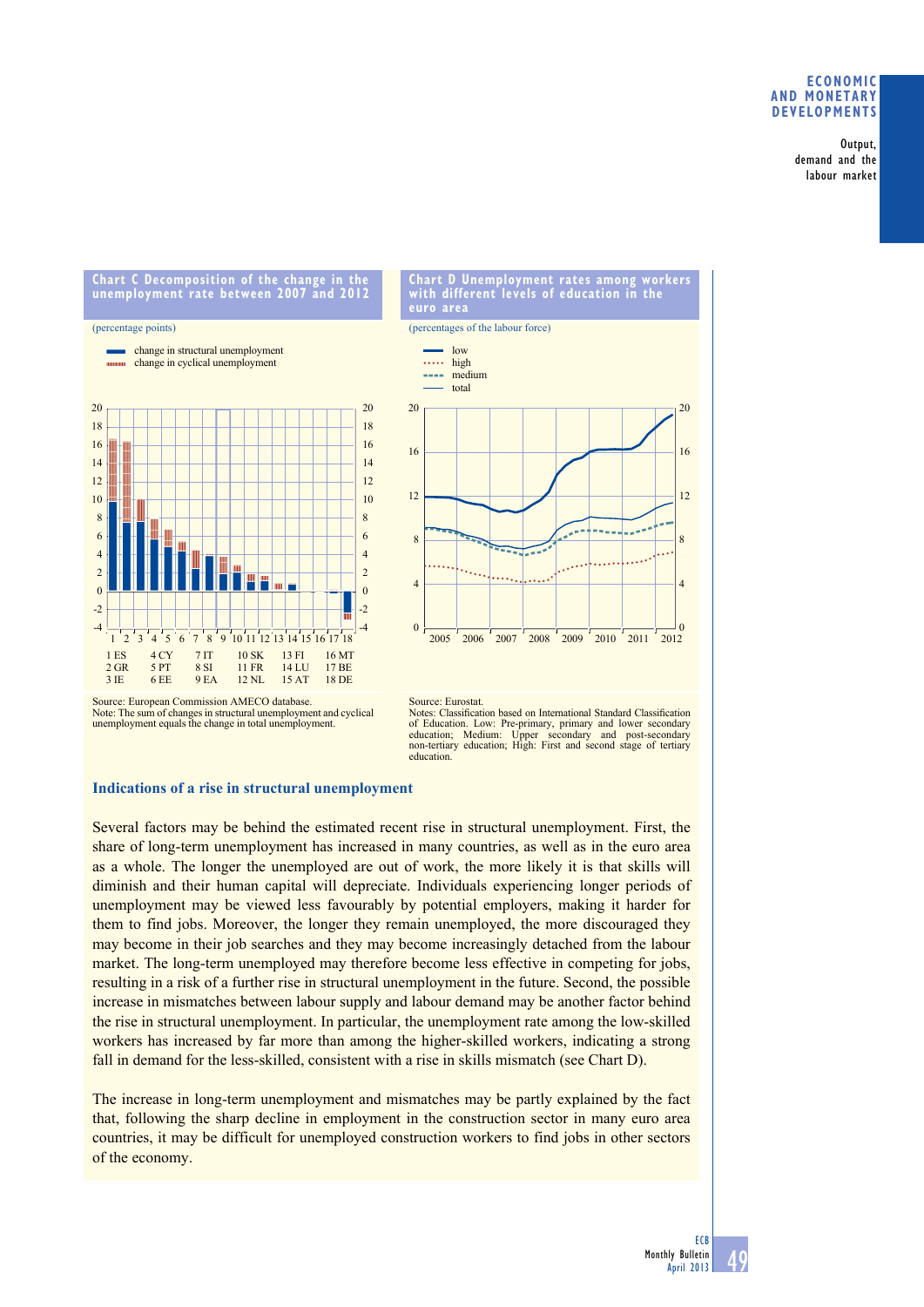**Chart C Decomposition of the change in the unemployment rate between 2007 and 2012**

(percentage points)

- change in structural unemployment
- change in cyclical unemployment

1 ES, 2 GR, 3 IE, 4 CY, 5 PT, 6 EE, 7 IT, 8 SI, 9 EA, 10 SK, 11 FR, 12 NL, 13 FI, 14 LU, 15 AT, 16 MT, 17 BE, 18 DE

Source: European Commission AMECO database.
Note: The sum of changes in structural unemployment and cyclical unemployment equals the change in total unemployment.

**Chart D Unemployment rates among workers with different levels of education in the euro area**

(percentages of the labour force)

- low
- high
- medium
- total

Source: Eurostat.
Notes: Classification based on International Standard Classification of Education. Low: Pre-primary, primary and lower secondary education; Medium: Upper secondary and post-secondary non-tertiary education; High: First and second stage of tertiary education.

### Indications of a rise in structural unemployment

Several factors may be behind the estimated recent rise in structural unemployment. First, the share of long-term unemployment has increased in many countries, as well as in the euro area as a whole. The longer the unemployed are out of work, the more likely it is that skills will diminish and their human capital will depreciate. Individuals experiencing longer periods of unemployment may be viewed less favourably by potential employers, making it harder for them to find jobs. Moreover, the longer they remain unemployed, the more discouraged they may become in their job searches and they may become increasingly detached from the labour market. The long-term unemployed may therefore become less effective in competing for jobs, resulting in a risk of a further rise in structural unemployment in the future. Second, the possible increase in mismatches between labour supply and labour demand may be another factor behind the rise in structural unemployment. In particular, the unemployment rate among the low-skilled workers has increased by far more than among the higher-skilled workers, indicating a strong fall in demand for the less-skilled, consistent with a rise in skills mismatch (see Chart D).

The increase in long-term unemployment and mismatches may be partly explained by the fact that, following the sharp decline in employment in the construction sector in many euro area countries, it may be difficult for unemployed construction workers to find jobs in other sectors of the economy.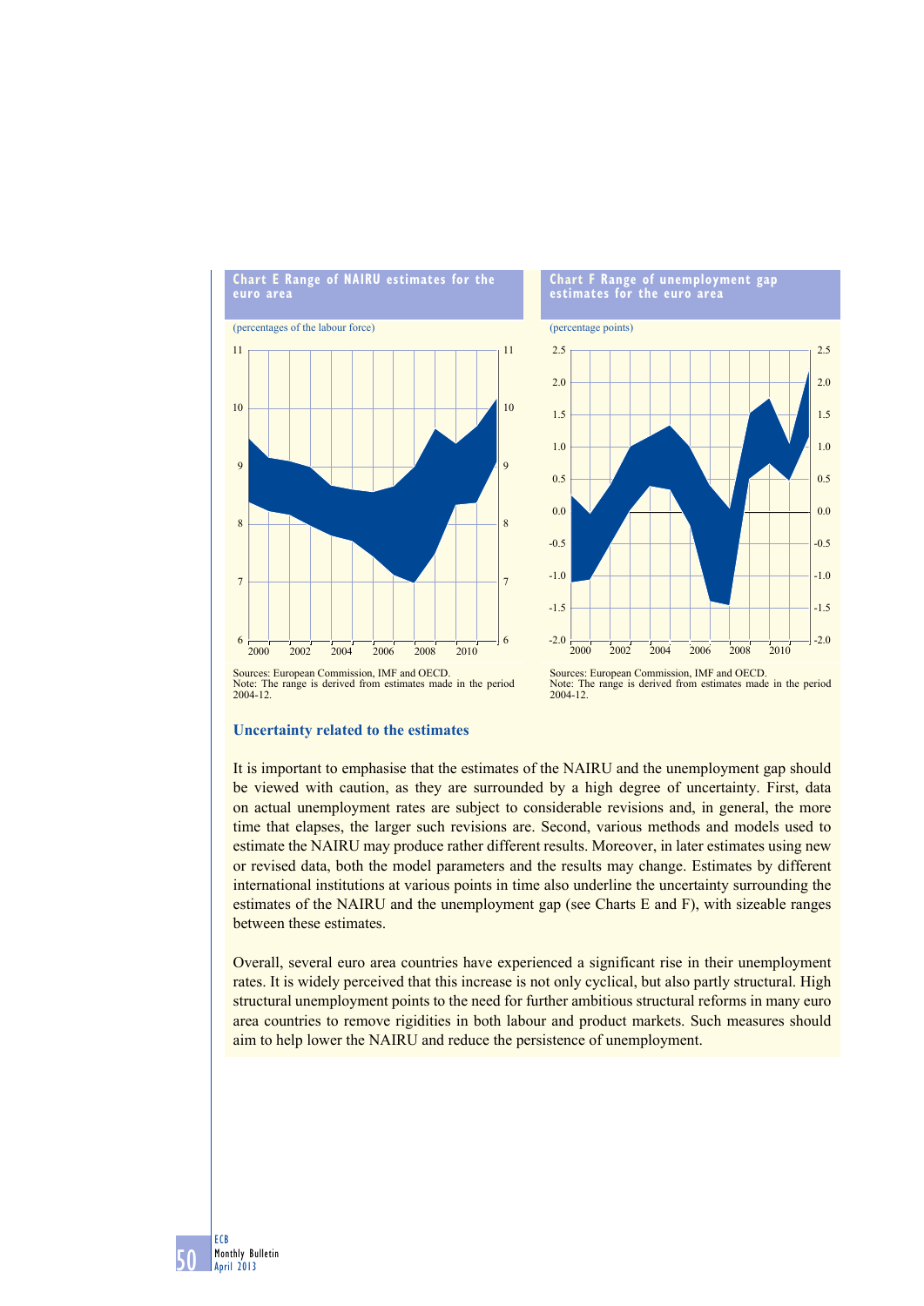**Chart E Range of NAIRU estimates for the euro area**

(percentages of the labour force)

11
10
9
8
7
6

2000 2002 2004 2006 2008 2010

Sources: European Commission, IMF and OECD.
Note: The range is derived from estimates made in the period 2004-12.

**Chart F Range of unemployment gap estimates for the euro area**

(percentage points)

2.5
2.0
1.5
1.0
0.5
0.0
-0.5
-1.0
-1.5
-2.0

2000 2002 2004 2006 2008 2010

Sources: European Commission, IMF and OECD.
Note: The range is derived from estimates made in the period 2004-12.

### Uncertainty related to the estimates

It is important to emphasise that the estimates of the NAIRU and the unemployment gap should be viewed with caution, as they are surrounded by a high degree of uncertainty. First, data on actual unemployment rates are subject to considerable revisions and, in general, the more time that elapses, the larger such revisions are. Second, various methods and models used to estimate the NAIRU may produce rather different results. Moreover, in later estimates using new or revised data, both the model parameters and the results may change. Estimates by different international institutions at various points in time also underline the uncertainty surrounding the estimates of the NAIRU and the unemployment gap (see Charts E and F), with sizeable ranges between these estimates.

Overall, several euro area countries have experienced a significant rise in their unemployment rates. It is widely perceived that this increase is not only cyclical, but also partly structural. High structural unemployment points to the need for further ambitious structural reforms in many euro area countries to remove rigidities in both labour and product markets. Such measures should aim to help lower the NAIRU and reduce the persistence of unemployment.